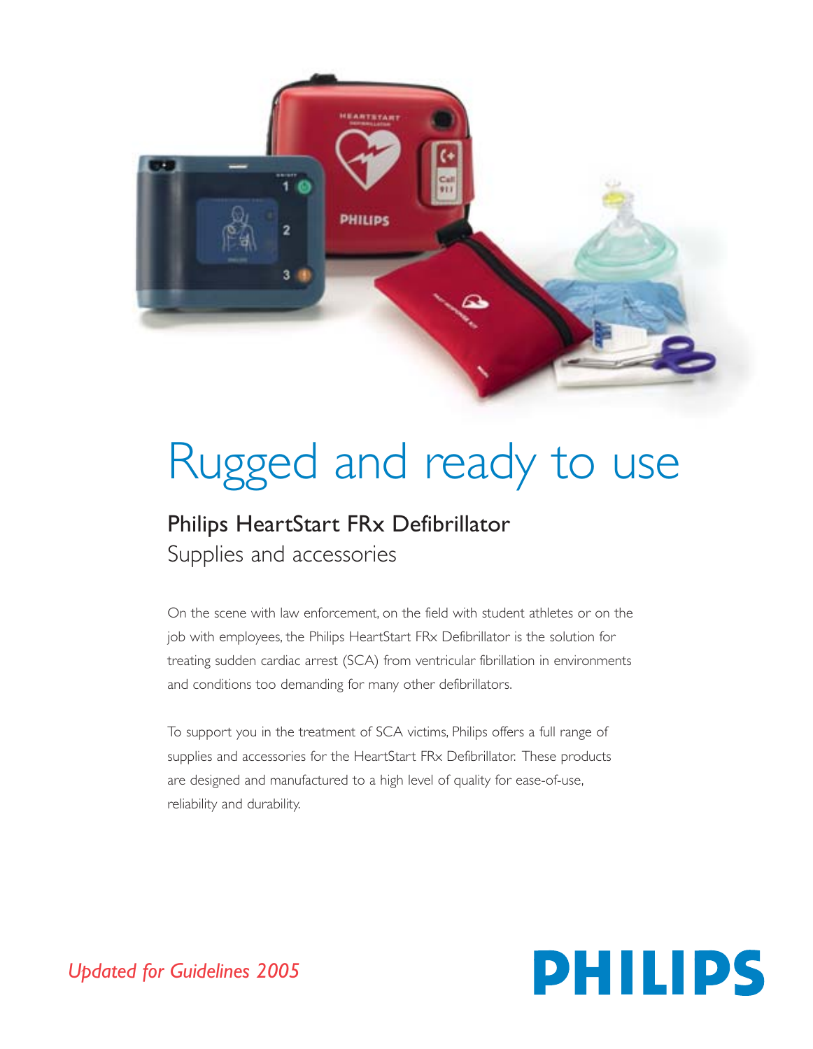# Rugged and ready to use

## Philips HeartStart FRx Defibrillator

Supplies and accessories

On the scene with law enforcement, on the field with student athletes or on the job with employees, the Philips HeartStart FRx Defibrillator is the solution for treating sudden cardiac arrest (SCA) from ventricular fibrillation in environments and conditions too demanding for many other defibrillators.

To support you in the treatment of SCA victims, Philips offers a full range of supplies and accessories for the HeartStart FRx Defibrillator. These products are designed and manufactured to a high level of quality for ease-of-use, reliability and durability.

*Updated for Guidelines 2005*

PHILIPS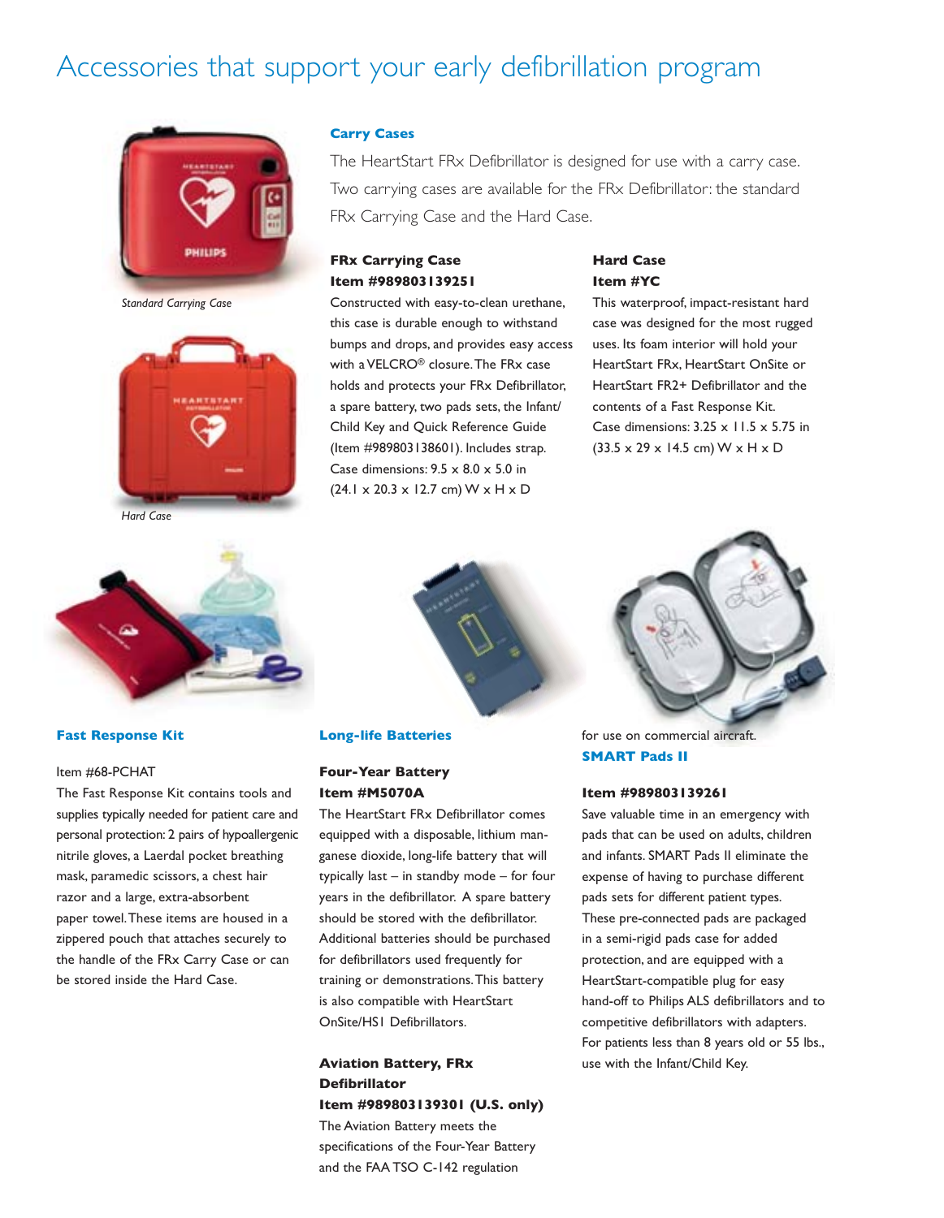# Accessories that support your early defibrillation program

*Standard Carrying Case*

*Hard Case*

## Carry Cases

The HeartStart FRx Defibrillator is designed for use with a carry case. Two carrying cases are available for the FRx Defibrillator: the standard FRx Carrying Case and the Hard Case.

### FRx Carrying Case
**Item #989803139251**

Constructed with easy-to-clean urethane, this case is durable enough to withstand bumps and drops, and provides easy access with a VELCRO® closure. The FRx case holds and protects your FRx Defibrillator, a spare battery, two pads sets, the Infant/Child Key and Quick Reference Guide (Item #989803138601). Includes strap. Case dimensions: 9.5 x 8.0 x 5.0 in (24.1 x 20.3 x 12.7 cm) W x H x D

### Hard Case
**Item #YC**

This waterproof, impact-resistant hard case was designed for the most rugged uses. Its foam interior will hold your HeartStart FRx, HeartStart OnSite or HeartStart FR2+ Defibrillator and the contents of a Fast Response Kit. Case dimensions: 3.25 x 11.5 x 5.75 in (33.5 x 29 x 14.5 cm) W x H x D

## Fast Response Kit

Item #68-PCHAT

The Fast Response Kit contains tools and supplies typically needed for patient care and personal protection: 2 pairs of hypoallergenic nitrile gloves, a Laerdal pocket breathing mask, paramedic scissors, a chest hair razor and a large, extra-absorbent paper towel. These items are housed in a zippered pouch that attaches securely to the handle of the FRx Carry Case or can be stored inside the Hard Case.

## Long-life Batteries

### Four-Year Battery
**Item #M5070A**

The HeartStart FRx Defibrillator comes equipped with a disposable, lithium manganese dioxide, long-life battery that will typically last – in standby mode – for four years in the defibrillator. A spare battery should be stored with the defibrillator. Additional batteries should be purchased for defibrillators used frequently for training or demonstrations. This battery is also compatible with HeartStart OnSite/HS1 Defibrillators.

### Aviation Battery, FRx Defibrillator
**Item #989803139301 (U.S. only)**

The Aviation Battery meets the specifications of the Four-Year Battery and the FAA TSO C-142 regulation for use on commercial aircraft.

## SMART Pads II

**Item #989803139261**

Save valuable time in an emergency with pads that can be used on adults, children and infants. SMART Pads II eliminate the expense of having to purchase different pads sets for different patient types. These pre-connected pads are packaged in a semi-rigid pads case for added protection, and are equipped with a HeartStart-compatible plug for easy hand-off to Philips ALS defibrillators and to competitive defibrillators with adapters. For patients less than 8 years old or 55 lbs., use with the Infant/Child Key.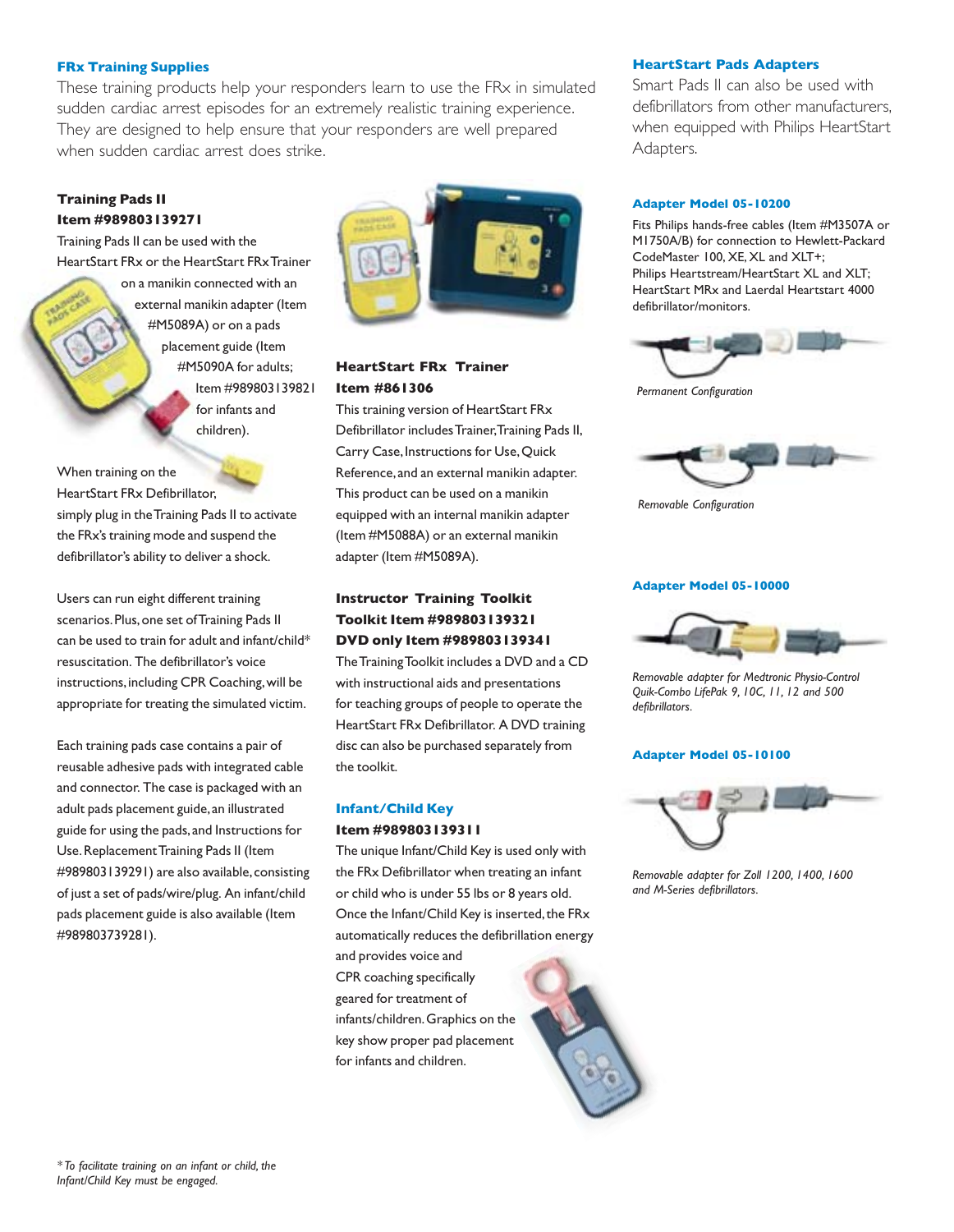## FRx Training Supplies

These training products help your responders learn to use the FRx in simulated sudden cardiac arrest episodes for an extremely realistic training experience. They are designed to help ensure that your responders are well prepared when sudden cardiac arrest does strike.

### Training Pads II
### Item #989803139271

Training Pads II can be used with the HeartStart FRx or the HeartStart FRx Trainer on a manikin connected with an external manikin adapter (Item #M5089A) or on a pads placement guide (Item #M5090A for adults; Item #989803139821 for infants and children).

When training on the HeartStart FRx Defibrillator, simply plug in the Training Pads II to activate the FRx's training mode and suspend the defibrillator's ability to deliver a shock.

Users can run eight different training scenarios. Plus, one set of Training Pads II can be used to train for adult and infant/child* resuscitation. The defibrillator's voice instructions, including CPR Coaching, will be appropriate for treating the simulated victim.

Each training pads case contains a pair of reusable adhesive pads with integrated cable and connector. The case is packaged with an adult pads placement guide, an illustrated guide for using the pads, and Instructions for Use. Replacement Training Pads II (Item #989803139291) are also available, consisting of just a set of pads/wire/plug. An infant/child pads placement guide is also available (Item #989803739281).

### HeartStart FRx Trainer
### Item #861306

This training version of HeartStart FRx Defibrillator includes Trainer, Training Pads II, Carry Case, Instructions for Use, Quick Reference, and an external manikin adapter. This product can be used on a manikin equipped with an internal manikin adapter (Item #M5088A) or an external manikin adapter (Item #M5089A).

### Instructor Training Toolkit
### Toolkit Item #989803139321
### DVD only Item #989803139341

The Training Toolkit includes a DVD and a CD with instructional aids and presentations for teaching groups of people to operate the HeartStart FRx Defibrillator. A DVD training disc can also be purchased separately from the toolkit.

### Infant/Child Key
### Item #989803139311

The unique Infant/Child Key is used only with the FRx Defibrillator when treating an infant or child who is under 55 lbs or 8 years old. Once the Infant/Child Key is inserted, the FRx automatically reduces the defibrillation energy and provides voice and CPR coaching specifically geared for treatment of infants/children. Graphics on the key show proper pad placement for infants and children.

*\*To facilitate training on an infant or child, the Infant/Child Key must be engaged.*

## HeartStart Pads Adapters

Smart Pads II can also be used with defibrillators from other manufacturers, when equipped with Philips HeartStart Adapters.

### Adapter Model 05-10200

Fits Philips hands-free cables (Item #M3507A or M1750A/B) for connection to Hewlett-Packard CodeMaster 100, XE, XL and XLT+; Philips Heartstream/HeartStart XL and XLT; HeartStart MRx and Laerdal Heartstart 4000 defibrillator/monitors.

*Permanent Configuration*

*Removable Configuration*

### Adapter Model 05-10000

*Removable adapter for Medtronic Physio-Control Quik-Combo LifePak 9, 10C, 11, 12 and 500 defibrillators.*

### Adapter Model 05-10100

*Removable adapter for Zoll 1200, 1400, 1600 and M-Series defibrillators.*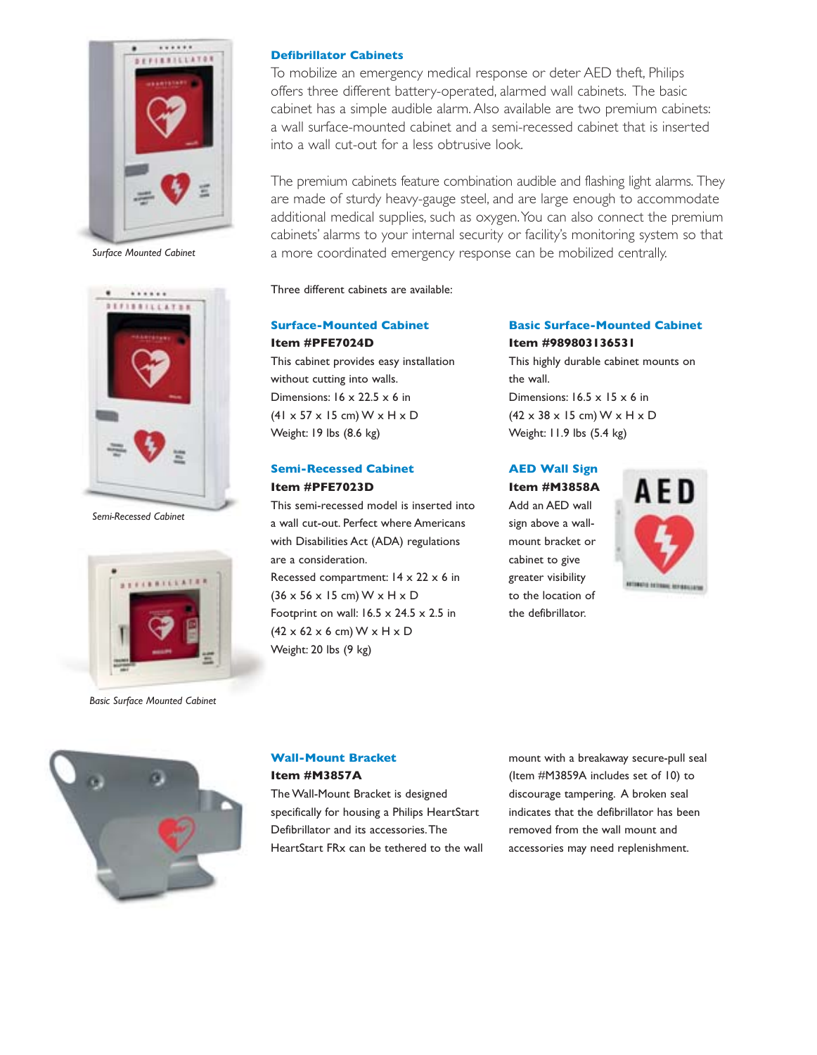## Defibrillator Cabinets

To mobilize an emergency medical response or deter AED theft, Philips offers three different battery-operated, alarmed wall cabinets. The basic cabinet has a simple audible alarm. Also available are two premium cabinets: a wall surface-mounted cabinet and a semi-recessed cabinet that is inserted into a wall cut-out for a less obtrusive look.

The premium cabinets feature combination audible and flashing light alarms. They are made of sturdy heavy-gauge steel, and are large enough to accommodate additional medical supplies, such as oxygen. You can also connect the premium cabinets' alarms to your internal security or facility's monitoring system so that a more coordinated emergency response can be mobilized centrally.

*Surface Mounted Cabinet*

*Semi-Recessed Cabinet*

*Basic Surface Mounted Cabinet*

Three different cabinets are available:

### Surface-Mounted Cabinet

**Item #PFE7024D**

This cabinet provides easy installation without cutting into walls.
Dimensions: 16 x 22.5 x 6 in
(41 x 57 x 15 cm) W x H x D
Weight: 19 lbs (8.6 kg)

### Semi-Recessed Cabinet

**Item #PFE7023D**

This semi-recessed model is inserted into a wall cut-out. Perfect where Americans with Disabilities Act (ADA) regulations are a consideration.
Recessed compartment: 14 x 22 x 6 in
(36 x 56 x 15 cm) W x H x D
Footprint on wall: 16.5 x 24.5 x 2.5 in
(42 x 62 x 6 cm) W x H x D
Weight: 20 lbs (9 kg)

### Basic Surface-Mounted Cabinet

**Item #989803136531**

This highly durable cabinet mounts on the wall.
Dimensions: 16.5 x 15 x 6 in
(42 x 38 x 15 cm) W x H x D
Weight: 11.9 lbs (5.4 kg)

### AED Wall Sign

**Item #M3858A**

Add an AED wall sign above a wall-mount bracket or cabinet to give greater visibility to the location of the defibrillator.

### Wall-Mount Bracket

**Item #M3857A**

The Wall-Mount Bracket is designed specifically for housing a Philips HeartStart Defibrillator and its accessories. The HeartStart FRx can be tethered to the wall mount with a breakaway secure-pull seal (Item #M3859A includes set of 10) to discourage tampering. A broken seal indicates that the defibrillator has been removed from the wall mount and accessories may need replenishment.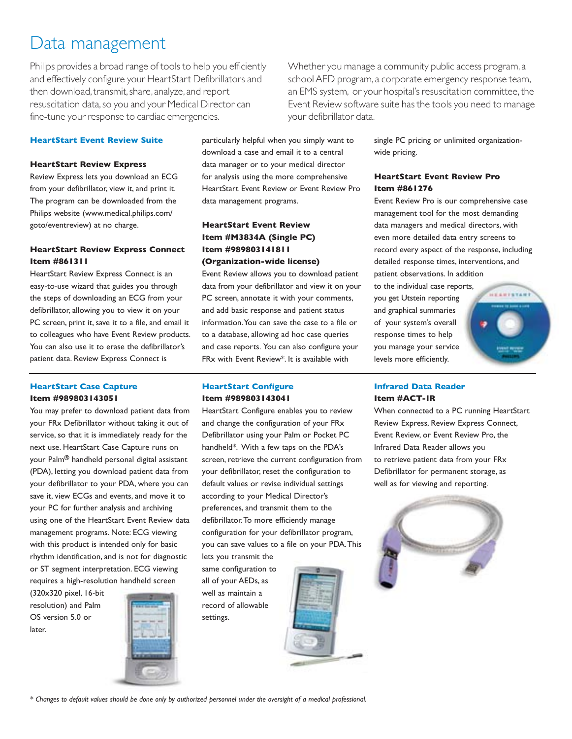# Data management

Philips provides a broad range of tools to help you efficiently and effectively configure your HeartStart Defibrillators and then download, transmit, share, analyze, and report resuscitation data, so you and your Medical Director can fine-tune your response to cardiac emergencies.

Whether you manage a community public access program, a school AED program, a corporate emergency response team, an EMS system, or your hospital's resuscitation committee, the Event Review software suite has the tools you need to manage your defibrillator data.

## HeartStart Event Review Suite

### HeartStart Review Express

Review Express lets you download an ECG from your defibrillator, view it, and print it. The program can be downloaded from the Philips website (www.medical.philips.com/goto/eventreview) at no charge.

### HeartStart Review Express Connect
**Item #861311**

HeartStart Review Express Connect is an easy-to-use wizard that guides you through the steps of downloading an ECG from your defibrillator, allowing you to view it on your PC screen, print it, save it to a file, and email it to colleagues who have Event Review products. You can also use it to erase the defibrillator's patient data. Review Express Connect is particularly helpful when you simply want to download a case and email it to a central data manager or to your medical director for analysis using the more comprehensive HeartStart Event Review or Event Review Pro data management programs.

### HeartStart Event Review
**Item #M3834A (Single PC)**
**Item #989803141811 (Organization-wide license)**

Event Review allows you to download patient data from your defibrillator and view it on your PC screen, annotate it with your comments, and add basic response and patient status information. You can save the case to a file or to a database, allowing ad hoc case queries and case reports. You can also configure your FRx with Event Review*. It is available with single PC pricing or unlimited organization-wide pricing.

### HeartStart Event Review Pro
**Item #861276**

Event Review Pro is our comprehensive case management tool for the most demanding data managers and medical directors, with even more detailed data entry screens to record every aspect of the response, including detailed response times, interventions, and patient observations. In addition to the individual case reports, you get Utstein reporting and graphical summaries of your system's overall response times to help you manage your service levels more efficiently.

## HeartStart Case Capture
**Item #989803143051**

You may prefer to download patient data from your FRx Defibrillator without taking it out of service, so that it is immediately ready for the next use. HeartStart Case Capture runs on your Palm® handheld personal digital assistant (PDA), letting you download patient data from your defibrillator to your PDA, where you can save it, view ECGs and events, and move it to your PC for further analysis and archiving using one of the HeartStart Event Review data management programs. Note: ECG viewing with this product is intended only for basic rhythm identification, and is not for diagnostic or ST segment interpretation. ECG viewing requires a high-resolution handheld screen (320x320 pixel, 16-bit resolution) and Palm OS version 5.0 or later.

## HeartStart Configure
**Item #989803143041**

HeartStart Configure enables you to review and change the configuration of your FRx Defibrillator using your Palm or Pocket PC handheld*. With a few taps on the PDA's screen, retrieve the current configuration from your defibrillator, reset the configuration to default values or revise individual settings according to your Medical Director's preferences, and transmit them to the defibrillator. To more efficiently manage configuration for your defibrillator program, you can save values to a file on your PDA. This lets you transmit the same configuration to all of your AEDs, as well as maintain a record of allowable settings.

## Infrared Data Reader
**Item #ACT-IR**

When connected to a PC running HeartStart Review Express, Review Express Connect, Event Review, or Event Review Pro, the Infrared Data Reader allows you to retrieve patient data from your FRx Defibrillator for permanent storage, as well as for viewing and reporting.

*\* Changes to default values should be done only by authorized personnel under the oversight of a medical professional.*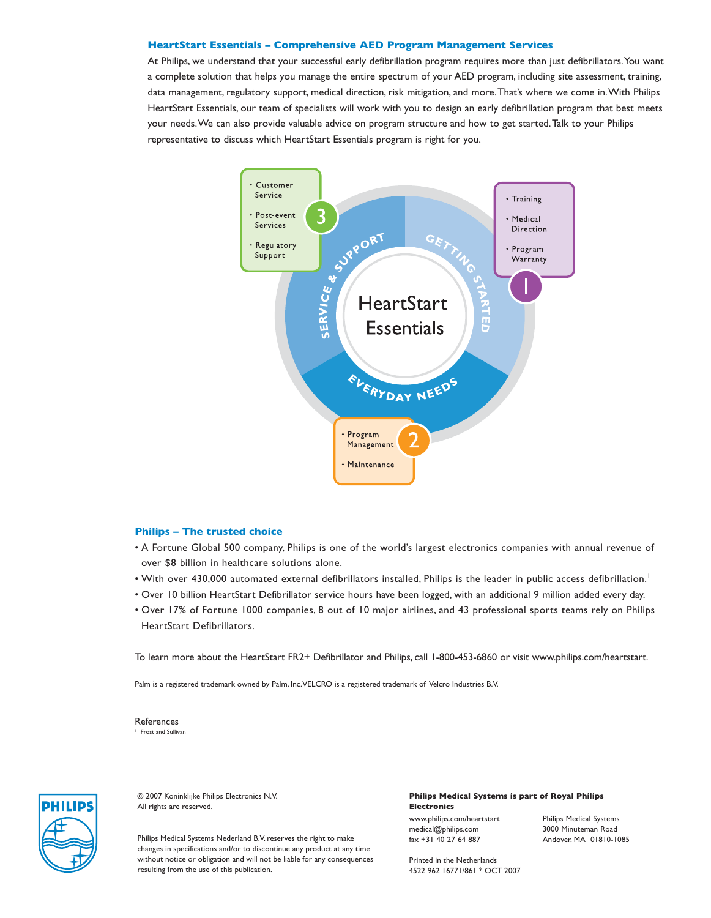## HeartStart Essentials – Comprehensive AED Program Management Services

At Philips, we understand that your successful early defibrillation program requires more than just defibrillators. You want a complete solution that helps you manage the entire spectrum of your AED program, including site assessment, training, data management, regulatory support, medical direction, risk mitigation, and more. That's where we come in. With Philips HeartStart Essentials, our team of specialists will work with you to design an early defibrillation program that best meets your needs. We can also provide valuable advice on program structure and how to get started. Talk to your Philips representative to discuss which HeartStart Essentials program is right for you.

HeartStart Essentials

1 GETTING STARTED
- Training
- Medical Direction
- Program Warranty

2 EVERYDAY NEEDS
- Program Management
- Maintenance

3 SERVICE & SUPPORT
- Customer Service
- Post-event Services
- Regulatory Support

## Philips – The trusted choice

- A Fortune Global 500 company, Philips is one of the world's largest electronics companies with annual revenue of over $8 billion in healthcare solutions alone.
- With over 430,000 automated external defibrillators installed, Philips is the leader in public access defibrillation.[1]
- Over 10 billion HeartStart Defibrillator service hours have been logged, with an additional 9 million added every day.
- Over 17% of Fortune 1000 companies, 8 out of 10 major airlines, and 43 professional sports teams rely on Philips HeartStart Defibrillators.

To learn more about the HeartStart FR2+ Defibrillator and Philips, call 1-800-453-6860 or visit www.philips.com/heartstart.

Palm is a registered trademark owned by Palm, Inc. VELCRO is a registered trademark of Velcro Industries B.V.

References

[1] Frost and Sullivan

© 2007 Koninklijke Philips Electronics N.V.
All rights are reserved.

Philips Medical Systems Nederland B.V. reserves the right to make changes in specifications and/or to discontinue any product at any time without notice or obligation and will not be liable for any consequences resulting from the use of this publication.

**Philips Medical Systems is part of Royal Philips Electronics**

www.philips.com/heartstart
medical@philips.com
fax +31 40 27 64 887

Philips Medical Systems
3000 Minuteman Road
Andover, MA 01810-1085

Printed in the Netherlands
4522 962 16771/861 * OCT 2007